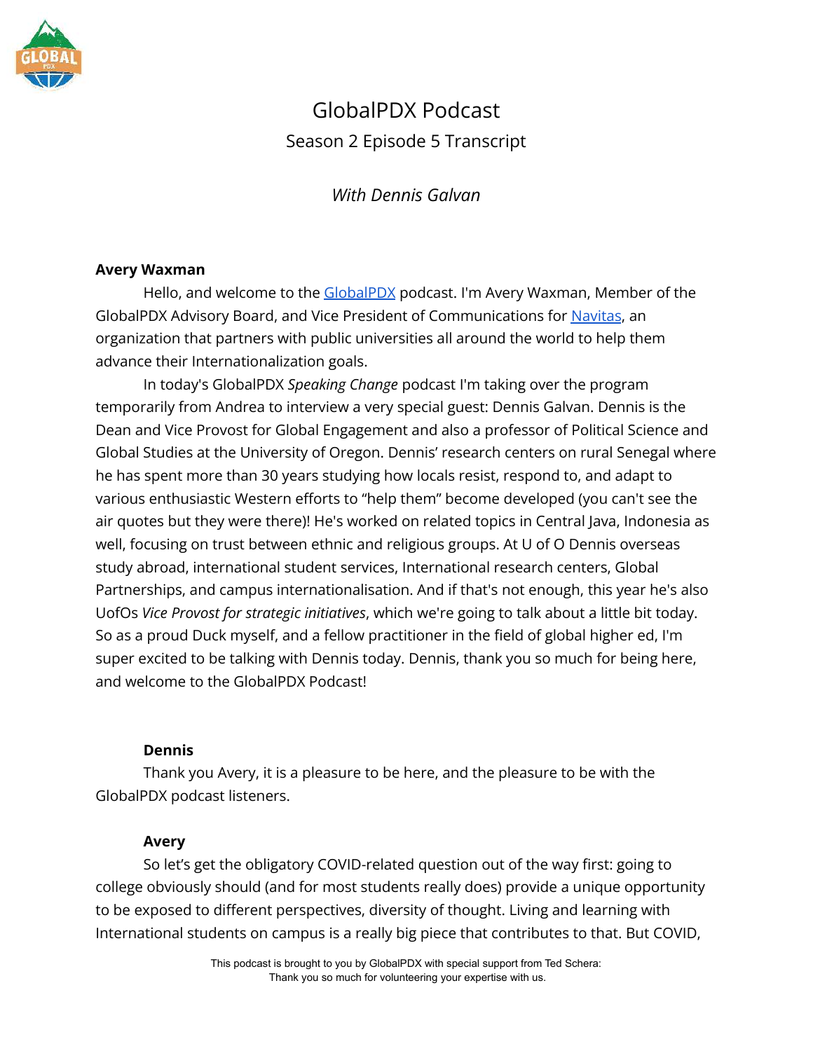# GlobalPDX Podcast

## Season 2 Episode 5 Transcript

*With Dennis Galvan*

**Avery Waxman**

Hello, and welcome to the GlobalPDX podcast. I'm Avery Waxman, Member of the GlobalPDX Advisory Board, and Vice President of Communications for Navitas, an organization that partners with public universities all around the world to help them advance their Internationalization goals.

In today's GlobalPDX *Speaking Change* podcast I'm taking over the program temporarily from Andrea to interview a very special guest: Dennis Galvan. Dennis is the Dean and Vice Provost for Global Engagement and also a professor of Political Science and Global Studies at the University of Oregon. Dennis' research centers on rural Senegal where he has spent more than 30 years studying how locals resist, respond to, and adapt to various enthusiastic Western efforts to "help them" become developed (you can't see the air quotes but they were there)! He's worked on related topics in Central Java, Indonesia as well, focusing on trust between ethnic and religious groups. At U of O Dennis overseas study abroad, international student services, International research centers, Global Partnerships, and campus internationalisation. And if that's not enough, this year he's also UofOs *Vice Provost for strategic initiatives*, which we're going to talk about a little bit today. So as a proud Duck myself, and a fellow practitioner in the field of global higher ed, I'm super excited to be talking with Dennis today. Dennis, thank you so much for being here, and welcome to the GlobalPDX Podcast!

**Dennis**

Thank you Avery, it is a pleasure to be here, and the pleasure to be with the GlobalPDX podcast listeners.

**Avery**

So let's get the obligatory COVID-related question out of the way first: going to college obviously should (and for most students really does) provide a unique opportunity to be exposed to different perspectives, diversity of thought. Living and learning with International students on campus is a really big piece that contributes to that. But COVID,

This podcast is brought to you by GlobalPDX with special support from Ted Schera: Thank you so much for volunteering your expertise with us.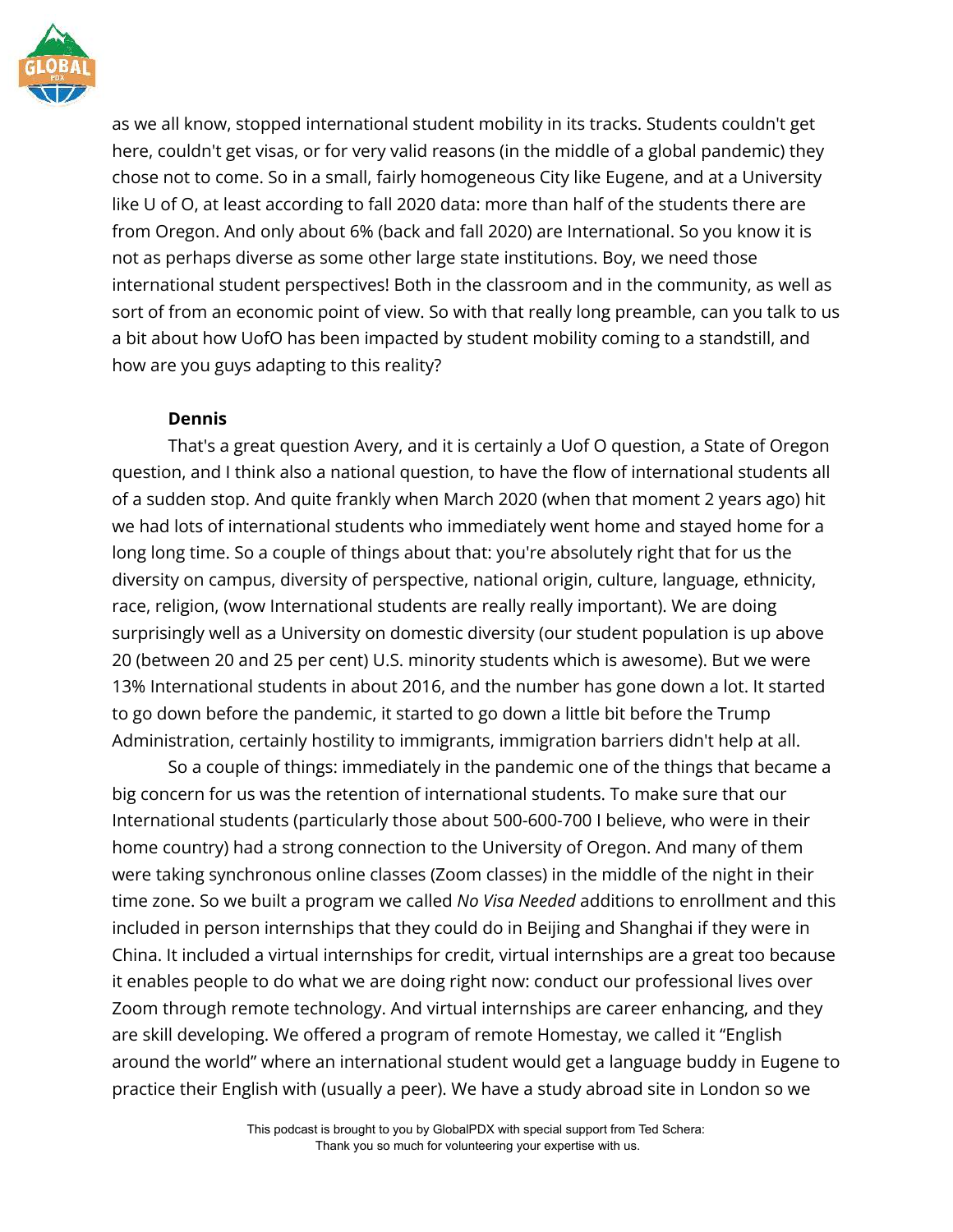as we all know, stopped international student mobility in its tracks. Students couldn't get here, couldn't get visas, or for very valid reasons (in the middle of a global pandemic) they chose not to come. So in a small, fairly homogeneous City like Eugene, and at a University like U of O, at least according to fall 2020 data: more than half of the students there are from Oregon. And only about 6% (back and fall 2020) are International. So you know it is not as perhaps diverse as some other large state institutions. Boy, we need those international student perspectives! Both in the classroom and in the community, as well as sort of from an economic point of view. So with that really long preamble, can you talk to us a bit about how UofO has been impacted by student mobility coming to a standstill, and how are you guys adapting to this reality?

**Dennis**

That's a great question Avery, and it is certainly a Uof O question, a State of Oregon question, and I think also a national question, to have the flow of international students all of a sudden stop. And quite frankly when March 2020 (when that moment 2 years ago) hit we had lots of international students who immediately went home and stayed home for a long long time. So a couple of things about that: you're absolutely right that for us the diversity on campus, diversity of perspective, national origin, culture, language, ethnicity, race, religion, (wow International students are really really important). We are doing surprisingly well as a University on domestic diversity (our student population is up above 20 (between 20 and 25 per cent) U.S. minority students which is awesome). But we were 13% International students in about 2016, and the number has gone down a lot. It started to go down before the pandemic, it started to go down a little bit before the Trump Administration, certainly hostility to immigrants, immigration barriers didn't help at all.

So a couple of things: immediately in the pandemic one of the things that became a big concern for us was the retention of international students. To make sure that our International students (particularly those about 500-600-700 I believe, who were in their home country) had a strong connection to the University of Oregon. And many of them were taking synchronous online classes (Zoom classes) in the middle of the night in their time zone. So we built a program we called *No Visa Needed* additions to enrollment and this included in person internships that they could do in Beijing and Shanghai if they were in China. It included a virtual internships for credit, virtual internships are a great too because it enables people to do what we are doing right now: conduct our professional lives over Zoom through remote technology. And virtual internships are career enhancing, and they are skill developing. We offered a program of remote Homestay, we called it "English around the world" where an international student would get a language buddy in Eugene to practice their English with (usually a peer). We have a study abroad site in London so we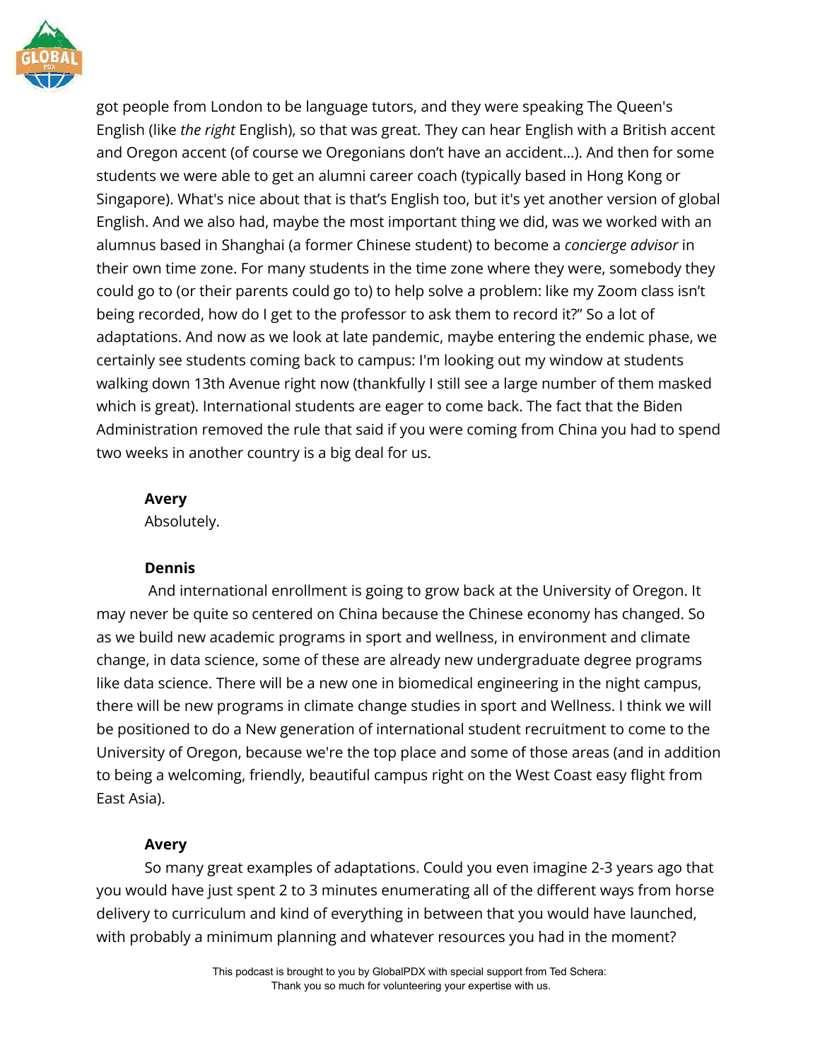got people from London to be language tutors, and they were speaking The Queen's English (like *the right* English), so that was great. They can hear English with a British accent and Oregon accent (of course we Oregonians don't have an accident...). And then for some students we were able to get an alumni career coach (typically based in Hong Kong or Singapore). What's nice about that is that's English too, but it's yet another version of global English. And we also had, maybe the most important thing we did, was we worked with an alumnus based in Shanghai (a former Chinese student) to become a *concierge advisor* in their own time zone. For many students in the time zone where they were, somebody they could go to (or their parents could go to) to help solve a problem: like my Zoom class isn't being recorded, how do I get to the professor to ask them to record it?" So a lot of adaptations. And now as we look at late pandemic, maybe entering the endemic phase, we certainly see students coming back to campus: I'm looking out my window at students walking down 13th Avenue right now (thankfully I still see a large number of them masked which is great). International students are eager to come back. The fact that the Biden Administration removed the rule that said if you were coming from China you had to spend two weeks in another country is a big deal for us.

**Avery**
Absolutely.

**Dennis**
And international enrollment is going to grow back at the University of Oregon. It may never be quite so centered on China because the Chinese economy has changed. So as we build new academic programs in sport and wellness, in environment and climate change, in data science, some of these are already new undergraduate degree programs like data science. There will be a new one in biomedical engineering in the night campus, there will be new programs in climate change studies in sport and Wellness. I think we will be positioned to do a New generation of international student recruitment to come to the University of Oregon, because we're the top place and some of those areas (and in addition to being a welcoming, friendly, beautiful campus right on the West Coast easy flight from East Asia).

**Avery**
So many great examples of adaptations. Could you even imagine 2-3 years ago that you would have just spent 2 to 3 minutes enumerating all of the different ways from horse delivery to curriculum and kind of everything in between that you would have launched, with probably a minimum planning and whatever resources you had in the moment?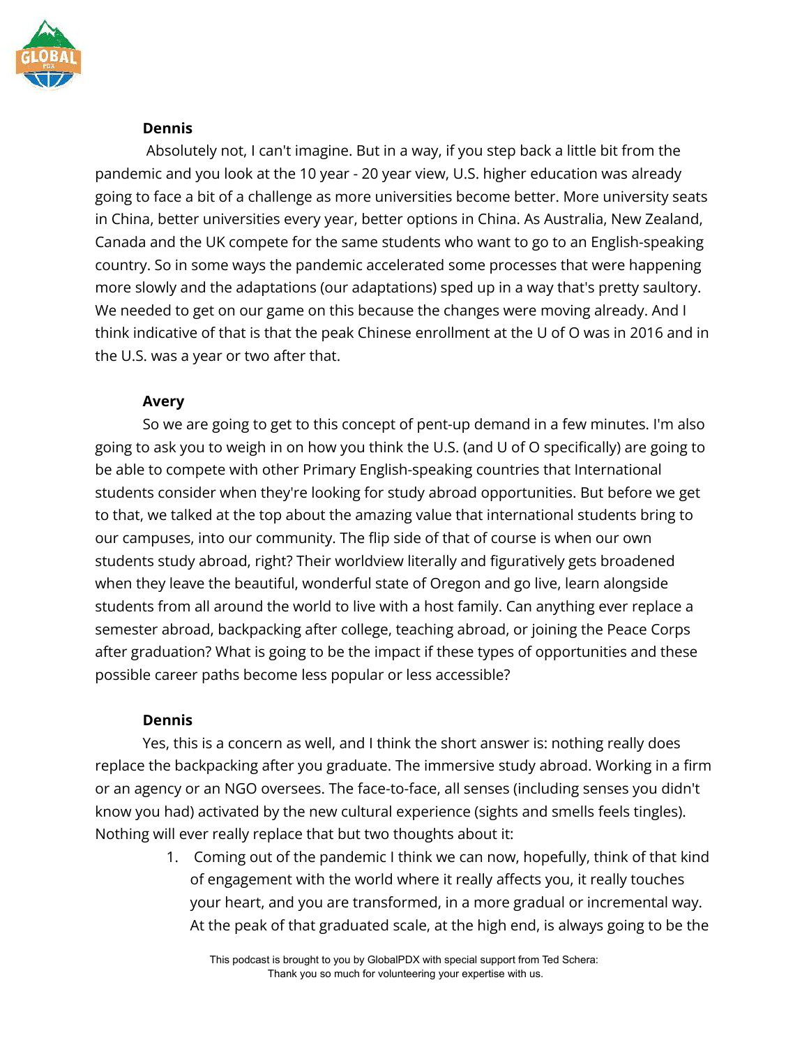**Dennis**

Absolutely not, I can't imagine. But in a way, if you step back a little bit from the pandemic and you look at the 10 year - 20 year view, U.S. higher education was already going to face a bit of a challenge as more universities become better. More university seats in China, better universities every year, better options in China. As Australia, New Zealand, Canada and the UK compete for the same students who want to go to an English-speaking country. So in some ways the pandemic accelerated some processes that were happening more slowly and the adaptations (our adaptations) sped up in a way that's pretty saultory. We needed to get on our game on this because the changes were moving already. And I think indicative of that is that the peak Chinese enrollment at the U of O was in 2016 and in the U.S. was a year or two after that.

**Avery**

So we are going to get to this concept of pent-up demand in a few minutes. I'm also going to ask you to weigh in on how you think the U.S. (and U of O specifically) are going to be able to compete with other Primary English-speaking countries that International students consider when they're looking for study abroad opportunities. But before we get to that, we talked at the top about the amazing value that international students bring to our campuses, into our community. The flip side of that of course is when our own students study abroad, right? Their worldview literally and figuratively gets broadened when they leave the beautiful, wonderful state of Oregon and go live, learn alongside students from all around the world to live with a host family. Can anything ever replace a semester abroad, backpacking after college, teaching abroad, or joining the Peace Corps after graduation? What is going to be the impact if these types of opportunities and these possible career paths become less popular or less accessible?

**Dennis**

Yes, this is a concern as well, and I think the short answer is: nothing really does replace the backpacking after you graduate. The immersive study abroad. Working in a firm or an agency or an NGO oversees. The face-to-face, all senses (including senses you didn't know you had) activated by the new cultural experience (sights and smells feels tingles). Nothing will ever really replace that but two thoughts about it:

1. Coming out of the pandemic I think we can now, hopefully, think of that kind of engagement with the world where it really affects you, it really touches your heart, and you are transformed, in a more gradual or incremental way. At the peak of that graduated scale, at the high end, is always going to be the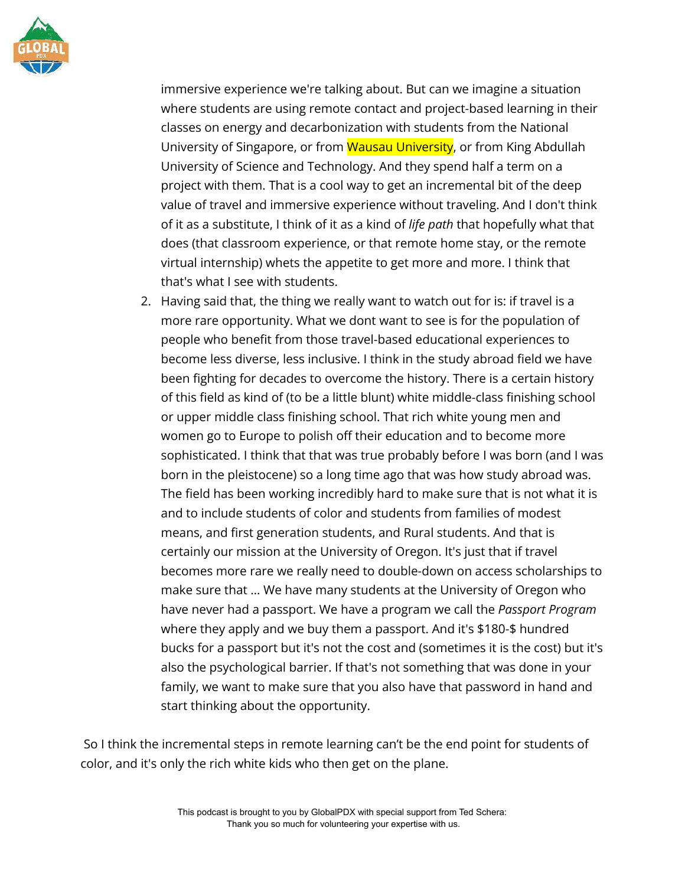immersive experience we're talking about. But can we imagine a situation where students are using remote contact and project-based learning in their classes on energy and decarbonization with students from the National University of Singapore, or from Wausau University, or from King Abdullah University of Science and Technology. And they spend half a term on a project with them. That is a cool way to get an incremental bit of the deep value of travel and immersive experience without traveling. And I don't think of it as a substitute, I think of it as a kind of *life path* that hopefully what that does (that classroom experience, or that remote home stay, or the remote virtual internship) whets the appetite to get more and more. I think that that's what I see with students.

2. Having said that, the thing we really want to watch out for is: if travel is a more rare opportunity. What we dont want to see is for the population of people who benefit from those travel-based educational experiences to become less diverse, less inclusive. I think in the study abroad field we have been fighting for decades to overcome the history. There is a certain history of this field as kind of (to be a little blunt) white middle-class finishing school or upper middle class finishing school. That rich white young men and women go to Europe to polish off their education and to become more sophisticated. I think that that was true probably before I was born (and I was born in the pleistocene) so a long time ago that was how study abroad was. The field has been working incredibly hard to make sure that is not what it is and to include students of color and students from families of modest means, and first generation students, and Rural students. And that is certainly our mission at the University of Oregon. It's just that if travel becomes more rare we really need to double-down on access scholarships to make sure that ... We have many students at the University of Oregon who have never had a passport. We have a program we call the *Passport Program* where they apply and we buy them a passport. And it's $180-$ hundred bucks for a passport but it's not the cost and (sometimes it is the cost) but it's also the psychological barrier. If that's not something that was done in your family, we want to make sure that you also have that password in hand and start thinking about the opportunity.

So I think the incremental steps in remote learning can't be the end point for students of color, and it's only the rich white kids who then get on the plane.

This podcast is brought to you by GlobalPDX with special support from Ted Schera: Thank you so much for volunteering your expertise with us.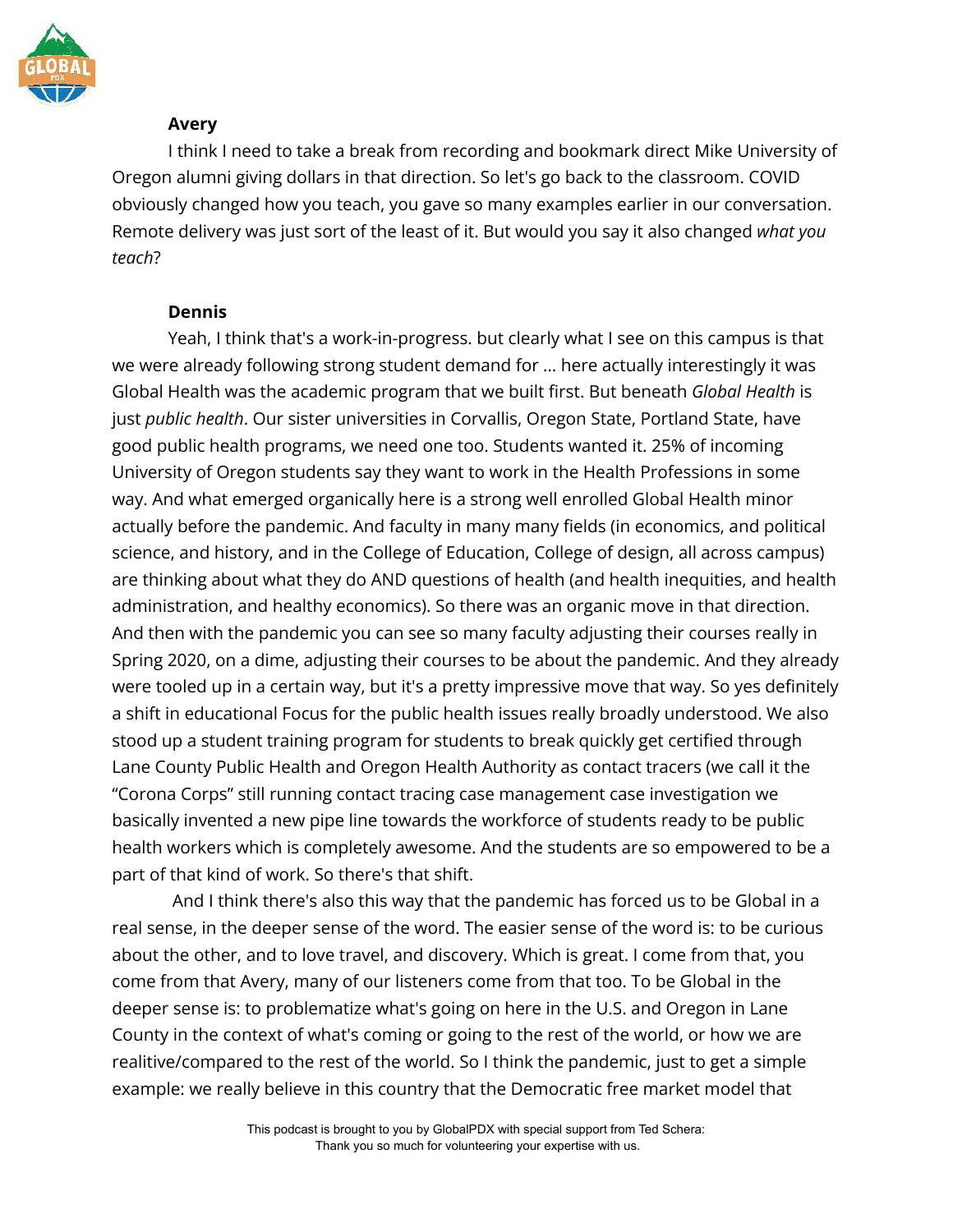**Avery**

I think I need to take a break from recording and bookmark direct Mike University of Oregon alumni giving dollars in that direction. So let's go back to the classroom. COVID obviously changed how you teach, you gave so many examples earlier in our conversation. Remote delivery was just sort of the least of it. But would you say it also changed *what you teach*?

**Dennis**

Yeah, I think that's a work-in-progress. but clearly what I see on this campus is that we were already following strong student demand for … here actually interestingly it was Global Health was the academic program that we built first. But beneath *Global Health* is just *public health*. Our sister universities in Corvallis, Oregon State, Portland State, have good public health programs, we need one too. Students wanted it. 25% of incoming University of Oregon students say they want to work in the Health Professions in some way. And what emerged organically here is a strong well enrolled Global Health minor actually before the pandemic. And faculty in many many fields (in economics, and political science, and history, and in the College of Education, College of design, all across campus) are thinking about what they do AND questions of health (and health inequities, and health administration, and healthy economics). So there was an organic move in that direction. And then with the pandemic you can see so many faculty adjusting their courses really in Spring 2020, on a dime, adjusting their courses to be about the pandemic. And they already were tooled up in a certain way, but it's a pretty impressive move that way. So yes definitely a shift in educational Focus for the public health issues really broadly understood. We also stood up a student training program for students to break quickly get certified through Lane County Public Health and Oregon Health Authority as contact tracers (we call it the "Corona Corps" still running contact tracing case management case investigation we basically invented a new pipe line towards the workforce of students ready to be public health workers which is completely awesome. And the students are so empowered to be a part of that kind of work. So there's that shift.

And I think there's also this way that the pandemic has forced us to be Global in a real sense, in the deeper sense of the word. The easier sense of the word is: to be curious about the other, and to love travel, and discovery. Which is great. I come from that, you come from that Avery, many of our listeners come from that too. To be Global in the deeper sense is: to problematize what's going on here in the U.S. and Oregon in Lane County in the context of what's coming or going to the rest of the world, or how we are realitive/compared to the rest of the world. So I think the pandemic, just to get a simple example: we really believe in this country that the Democratic free market model that

This podcast is brought to you by GlobalPDX with special support from Ted Schera: Thank you so much for volunteering your expertise with us.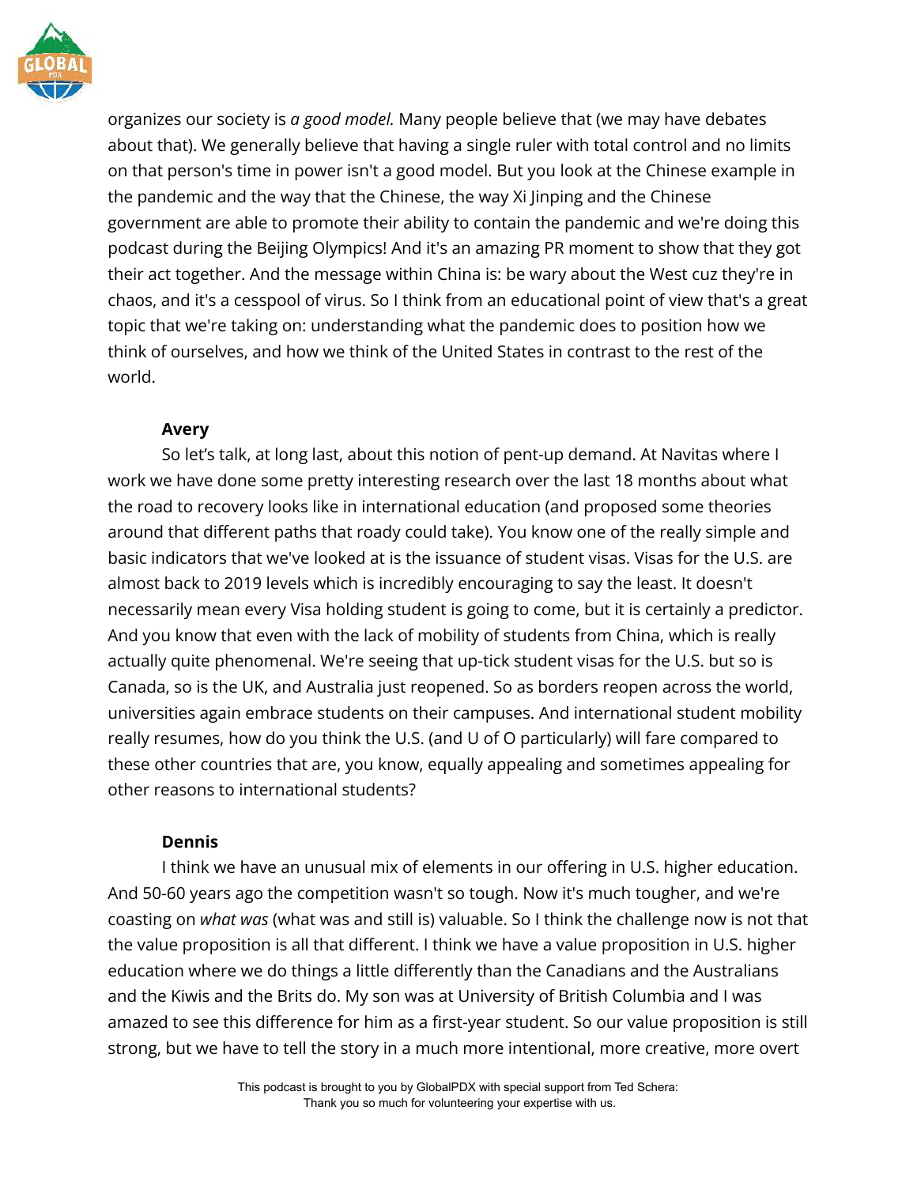organizes our society is *a good model.* Many people believe that (we may have debates about that). We generally believe that having a single ruler with total control and no limits on that person's time in power isn't a good model. But you look at the Chinese example in the pandemic and the way that the Chinese, the way Xi Jinping and the Chinese government are able to promote their ability to contain the pandemic and we're doing this podcast during the Beijing Olympics! And it's an amazing PR moment to show that they got their act together. And the message within China is: be wary about the West cuz they're in chaos, and it's a cesspool of virus. So I think from an educational point of view that's a great topic that we're taking on: understanding what the pandemic does to position how we think of ourselves, and how we think of the United States in contrast to the rest of the world.

**Avery**

So let's talk, at long last, about this notion of pent-up demand. At Navitas where I work we have done some pretty interesting research over the last 18 months about what the road to recovery looks like in international education (and proposed some theories around that different paths that roady could take). You know one of the really simple and basic indicators that we've looked at is the issuance of student visas. Visas for the U.S. are almost back to 2019 levels which is incredibly encouraging to say the least. It doesn't necessarily mean every Visa holding student is going to come, but it is certainly a predictor. And you know that even with the lack of mobility of students from China, which is really actually quite phenomenal. We're seeing that up-tick student visas for the U.S. but so is Canada, so is the UK, and Australia just reopened. So as borders reopen across the world, universities again embrace students on their campuses. And international student mobility really resumes, how do you think the U.S. (and U of O particularly) will fare compared to these other countries that are, you know, equally appealing and sometimes appealing for other reasons to international students?

**Dennis**

I think we have an unusual mix of elements in our offering in U.S. higher education. And 50-60 years ago the competition wasn't so tough. Now it's much tougher, and we're coasting on *what was* (what was and still is) valuable. So I think the challenge now is not that the value proposition is all that different. I think we have a value proposition in U.S. higher education where we do things a little differently than the Canadians and the Australians and the Kiwis and the Brits do. My son was at University of British Columbia and I was amazed to see this difference for him as a first-year student. So our value proposition is still strong, but we have to tell the story in a much more intentional, more creative, more overt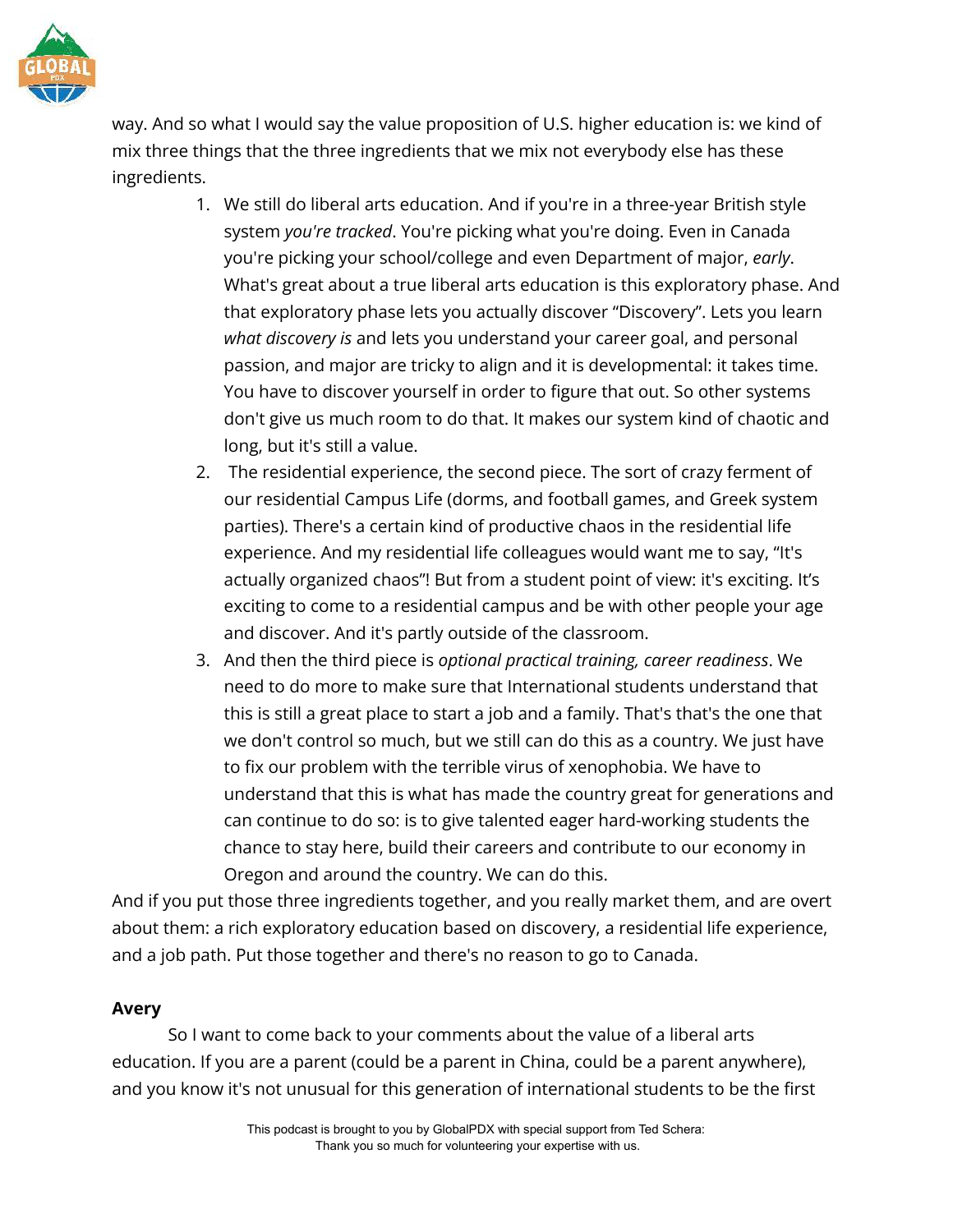way. And so what I would say the value proposition of U.S. higher education is: we kind of mix three things that the three ingredients that we mix not everybody else has these ingredients.

1. We still do liberal arts education. And if you're in a three-year British style system *you're tracked*. You're picking what you're doing. Even in Canada you're picking your school/college and even Department of major, *early*. What's great about a true liberal arts education is this exploratory phase. And that exploratory phase lets you actually discover "Discovery". Lets you learn *what discovery is* and lets you understand your career goal, and personal passion, and major are tricky to align and it is developmental: it takes time. You have to discover yourself in order to figure that out. So other systems don't give us much room to do that. It makes our system kind of chaotic and long, but it's still a value.
2. The residential experience, the second piece. The sort of crazy ferment of our residential Campus Life (dorms, and football games, and Greek system parties). There's a certain kind of productive chaos in the residential life experience. And my residential life colleagues would want me to say, "It's actually organized chaos"! But from a student point of view: it's exciting. It's exciting to come to a residential campus and be with other people your age and discover. And it's partly outside of the classroom.
3. And then the third piece is *optional practical training, career readiness*. We need to do more to make sure that International students understand that this is still a great place to start a job and a family. That's that's the one that we don't control so much, but we still can do this as a country. We just have to fix our problem with the terrible virus of xenophobia. We have to understand that this is what has made the country great for generations and can continue to do so: is to give talented eager hard-working students the chance to stay here, build their careers and contribute to our economy in Oregon and around the country. We can do this.

And if you put those three ingredients together, and you really market them, and are overt about them: a rich exploratory education based on discovery, a residential life experience, and a job path. Put those together and there's no reason to go to Canada.

**Avery**

So I want to come back to your comments about the value of a liberal arts education. If you are a parent (could be a parent in China, could be a parent anywhere), and you know it's not unusual for this generation of international students to be the first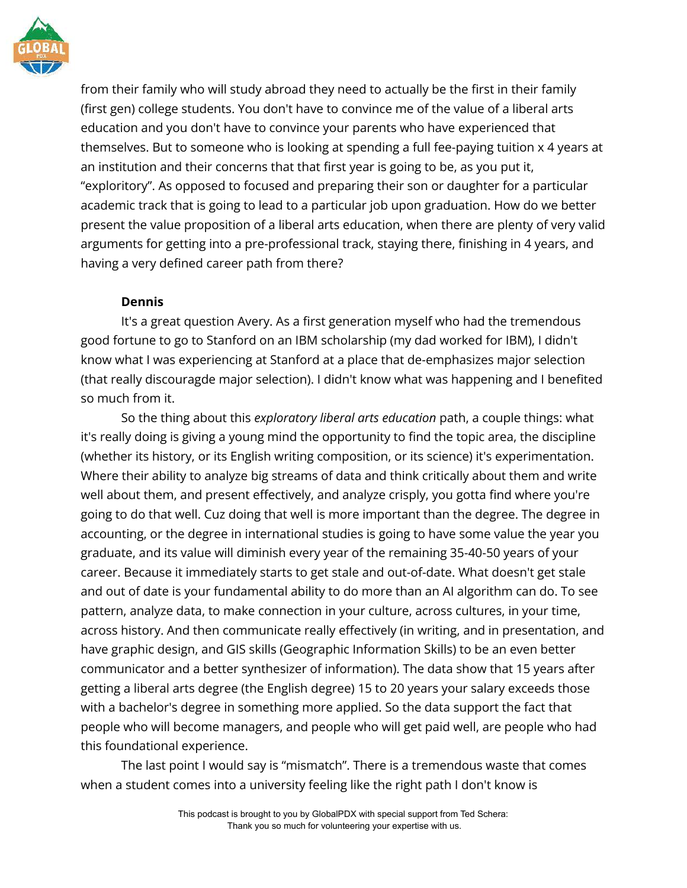from their family who will study abroad they need to actually be the first in their family (first gen) college students. You don't have to convince me of the value of a liberal arts education and you don't have to convince your parents who have experienced that themselves. But to someone who is looking at spending a full fee-paying tuition x 4 years at an institution and their concerns that that first year is going to be, as you put it, "exploritory". As opposed to focused and preparing their son or daughter for a particular academic track that is going to lead to a particular job upon graduation. How do we better present the value proposition of a liberal arts education, when there are plenty of very valid arguments for getting into a pre-professional track, staying there, finishing in 4 years, and having a very defined career path from there?

**Dennis**

It's a great question Avery. As a first generation myself who had the tremendous good fortune to go to Stanford on an IBM scholarship (my dad worked for IBM), I didn't know what I was experiencing at Stanford at a place that de-emphasizes major selection (that really discouragde major selection). I didn't know what was happening and I benefited so much from it.

So the thing about this *exploratory liberal arts education* path, a couple things: what it's really doing is giving a young mind the opportunity to find the topic area, the discipline (whether its history, or its English writing composition, or its science) it's experimentation. Where their ability to analyze big streams of data and think critically about them and write well about them, and present effectively, and analyze crisply, you gotta find where you're going to do that well. Cuz doing that well is more important than the degree. The degree in accounting, or the degree in international studies is going to have some value the year you graduate, and its value will diminish every year of the remaining 35-40-50 years of your career. Because it immediately starts to get stale and out-of-date. What doesn't get stale and out of date is your fundamental ability to do more than an AI algorithm can do. To see pattern, analyze data, to make connection in your culture, across cultures, in your time, across history. And then communicate really effectively (in writing, and in presentation, and have graphic design, and GIS skills (Geographic Information Skills) to be an even better communicator and a better synthesizer of information). The data show that 15 years after getting a liberal arts degree (the English degree) 15 to 20 years your salary exceeds those with a bachelor's degree in something more applied. So the data support the fact that people who will become managers, and people who will get paid well, are people who had this foundational experience.

The last point I would say is "mismatch". There is a tremendous waste that comes when a student comes into a university feeling like the right path I don't know is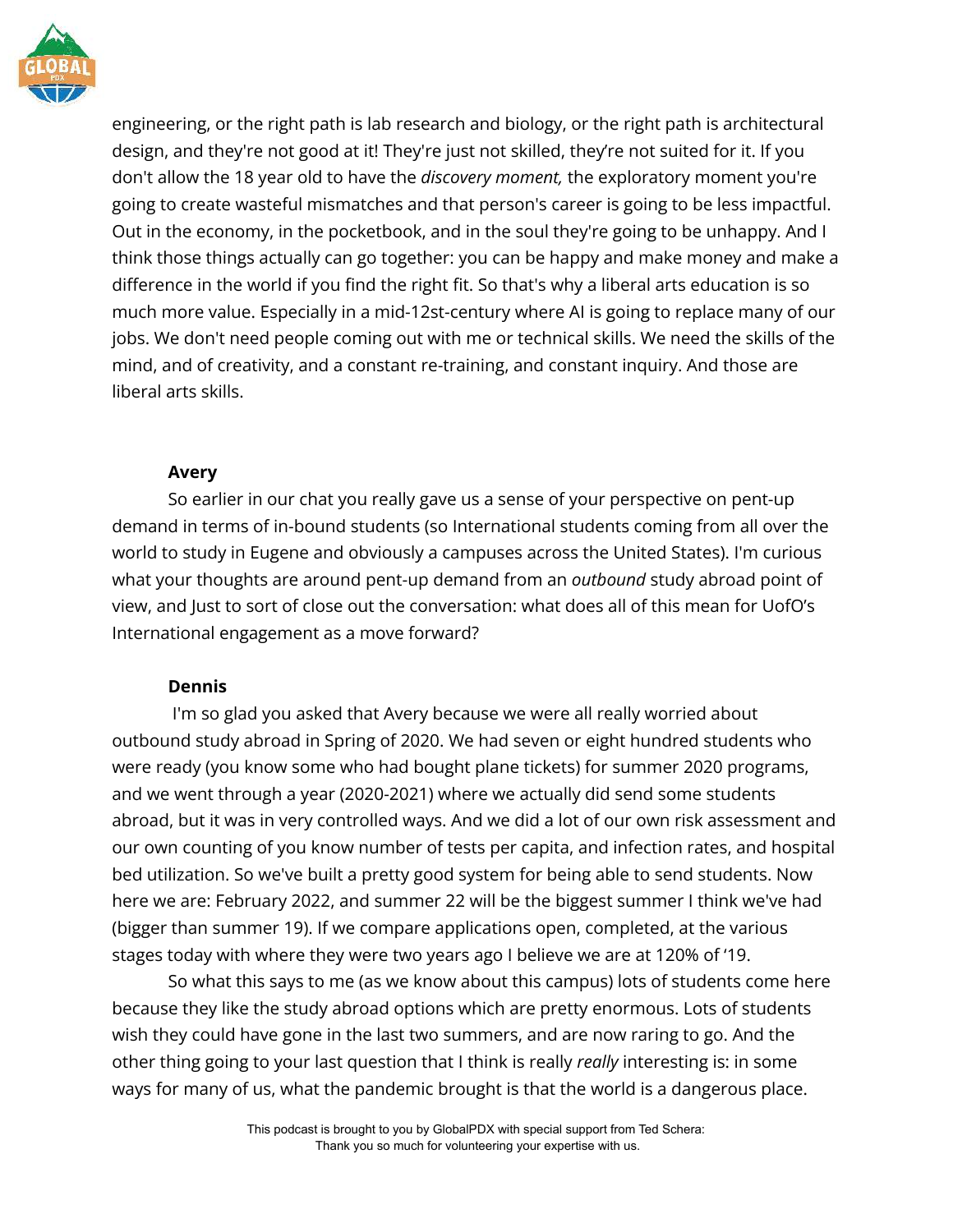engineering, or the right path is lab research and biology, or the right path is architectural design, and they're not good at it! They're just not skilled, they're not suited for it. If you don't allow the 18 year old to have the *discovery moment,* the exploratory moment you're going to create wasteful mismatches and that person's career is going to be less impactful. Out in the economy, in the pocketbook, and in the soul they're going to be unhappy. And I think those things actually can go together: you can be happy and make money and make a difference in the world if you find the right fit. So that's why a liberal arts education is so much more value. Especially in a mid-12st-century where AI is going to replace many of our jobs. We don't need people coming out with me or technical skills. We need the skills of the mind, and of creativity, and a constant re-training, and constant inquiry. And those are liberal arts skills.

**Avery**

So earlier in our chat you really gave us a sense of your perspective on pent-up demand in terms of in-bound students (so International students coming from all over the world to study in Eugene and obviously a campuses across the United States). I'm curious what your thoughts are around pent-up demand from an *outbound* study abroad point of view, and Just to sort of close out the conversation: what does all of this mean for UofO's International engagement as a move forward?

**Dennis**

I'm so glad you asked that Avery because we were all really worried about outbound study abroad in Spring of 2020. We had seven or eight hundred students who were ready (you know some who had bought plane tickets) for summer 2020 programs, and we went through a year (2020-2021) where we actually did send some students abroad, but it was in very controlled ways. And we did a lot of our own risk assessment and our own counting of you know number of tests per capita, and infection rates, and hospital bed utilization. So we've built a pretty good system for being able to send students. Now here we are: February 2022, and summer 22 will be the biggest summer I think we've had (bigger than summer 19). If we compare applications open, completed, at the various stages today with where they were two years ago I believe we are at 120% of '19.

So what this says to me (as we know about this campus) lots of students come here because they like the study abroad options which are pretty enormous. Lots of students wish they could have gone in the last two summers, and are now raring to go. And the other thing going to your last question that I think is really *really* interesting is: in some ways for many of us, what the pandemic brought is that the world is a dangerous place.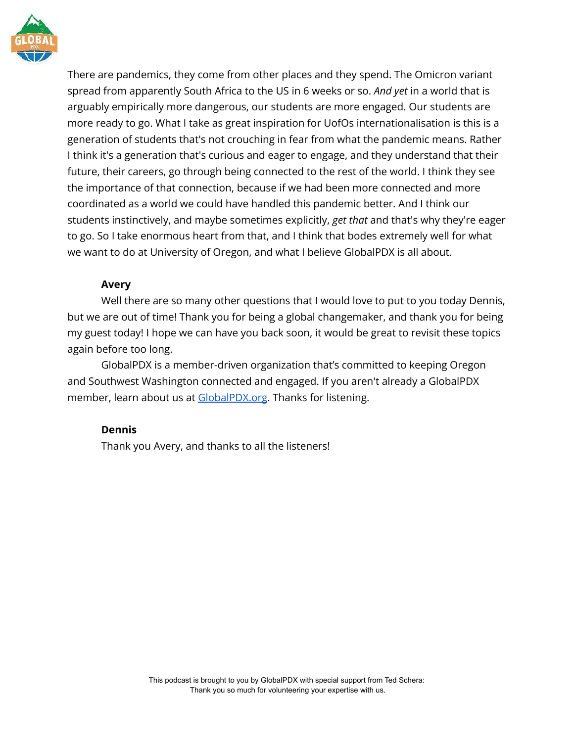There are pandemics, they come from other places and they spend. The Omicron variant spread from apparently South Africa to the US in 6 weeks or so. *And yet* in a world that is arguably empirically more dangerous, our students are more engaged. Our students are more ready to go. What I take as great inspiration for UofOs internationalisation is this is a generation of students that's not crouching in fear from what the pandemic means. Rather I think it's a generation that's curious and eager to engage, and they understand that their future, their careers, go through being connected to the rest of the world. I think they see the importance of that connection, because if we had been more connected and more coordinated as a world we could have handled this pandemic better. And I think our students instinctively, and maybe sometimes explicitly, *get that* and that's why they're eager to go. So I take enormous heart from that, and I think that bodes extremely well for what we want to do at University of Oregon, and what I believe GlobalPDX is all about.

**Avery**

Well there are so many other questions that I would love to put to you today Dennis, but we are out of time! Thank you for being a global changemaker, and thank you for being my guest today! I hope we can have you back soon, it would be great to revisit these topics again before too long.

GlobalPDX is a member-driven organization that's committed to keeping Oregon and Southwest Washington connected and engaged. If you aren't already a GlobalPDX member, learn about us at [GlobalPDX.org](GlobalPDX.org). Thanks for listening.

**Dennis**

Thank you Avery, and thanks to all the listeners!

This podcast is brought to you by GlobalPDX with special support from Ted Schera: Thank you so much for volunteering your expertise with us.